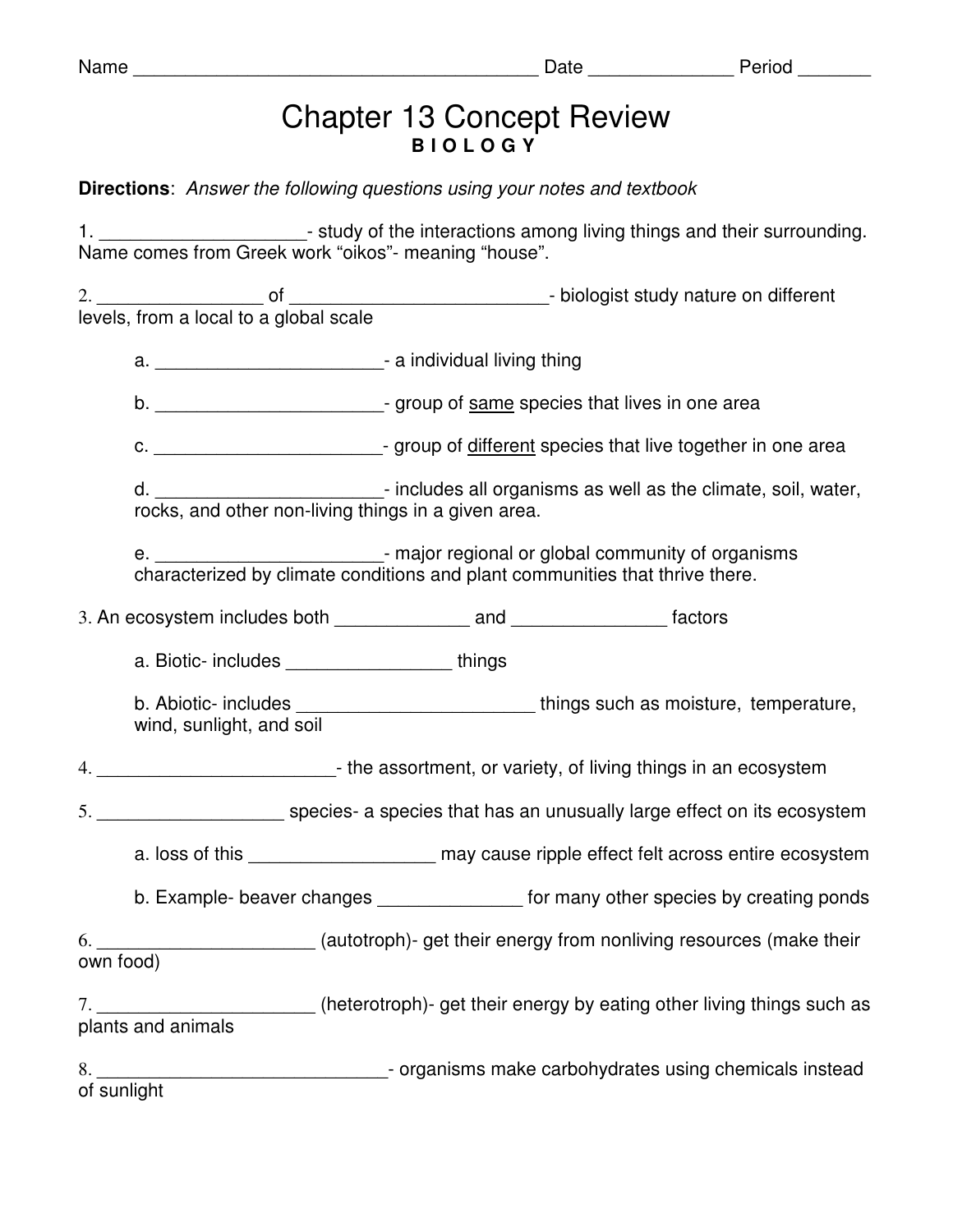Name _______________________________________ Date ______________ Period _______

# Chapter 13 Concept Review

**B I O L O G Y**

**Directions**: *Answer the following questions using your notes and textbook*

1. ____________________- study of the interactions among living things and their surrounding. Name comes from Greek work "oikos"- meaning "house".

2. ________________ of _________________________- biologist study nature on different levels, from a local to a global scale

    a. ______________________- a individual living thing

    b. ______________________- group of <u>same</u> species that lives in one area

    c. ______________________- group of <u>different</u> species that live together in one area

    d. ______________________- includes all organisms as well as the climate, soil, water, rocks, and other non-living things in a given area.

    e. ______________________- major regional or global community of organisms characterized by climate conditions and plant communities that thrive there.

3. An ecosystem includes both _____________ and _______________ factors

    a. Biotic- includes ________________ things

    b. Abiotic- includes _______________________ things such as moisture, temperature, wind, sunlight, and soil

4. _______________________- the assortment, or variety, of living things in an ecosystem

5. __________________ species- a species that has an unusually large effect on its ecosystem

    a. loss of this __________________ may cause ripple effect felt across entire ecosystem

    b. Example- beaver changes ______________ for many other species by creating ponds

6. _____________________ (autotroph)- get their energy from nonliving resources (make their own food)

7. _____________________ (heterotroph)- get their energy by eating other living things such as plants and animals

8. _____________________________- organisms make carbohydrates using chemicals instead of sunlight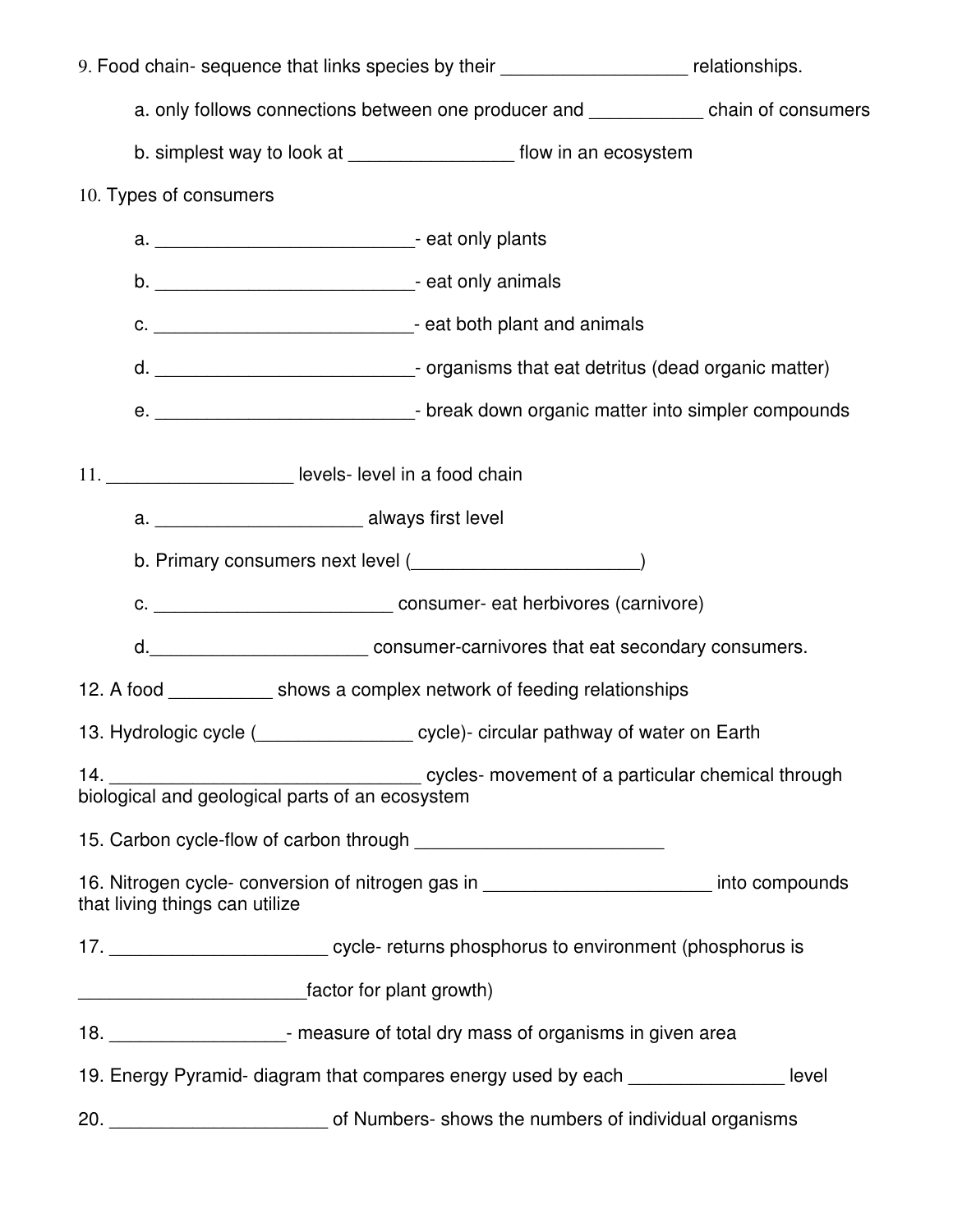9. Food chain- sequence that links species by their __________________ relationships.

    a. only follows connections between one producer and ___________ chain of consumers

    b. simplest way to look at ________________ flow in an ecosystem

10. Types of consumers

    a. _________________________- eat only plants

    b. _________________________- eat only animals

    c. _________________________- eat both plant and animals

    d. _________________________- organisms that eat detritus (dead organic matter)

    e. _________________________- break down organic matter into simpler compounds

11. __________________ levels- level in a food chain

    a. ____________________ always first level

    b. Primary consumers next level (______________________)

    c. ________________________ consumer- eat herbivores (carnivore)

    d.______________________ consumer-carnivores that eat secondary consumers.

12. A food __________ shows a complex network of feeding relationships

13. Hydrologic cycle (_______________ cycle)- circular pathway of water on Earth

14. ______________________________ cycles- movement of a particular chemical through biological and geological parts of an ecosystem

15. Carbon cycle-flow of carbon through ________________________

16. Nitrogen cycle- conversion of nitrogen gas in ______________________ into compounds that living things can utilize

17. _____________________ cycle- returns phosphorus to environment (phosphorus is

______________________factor for plant growth)

18. _________________- measure of total dry mass of organisms in given area

19. Energy Pyramid- diagram that compares energy used by each _______________ level

20. _____________________ of Numbers- shows the numbers of individual organisms